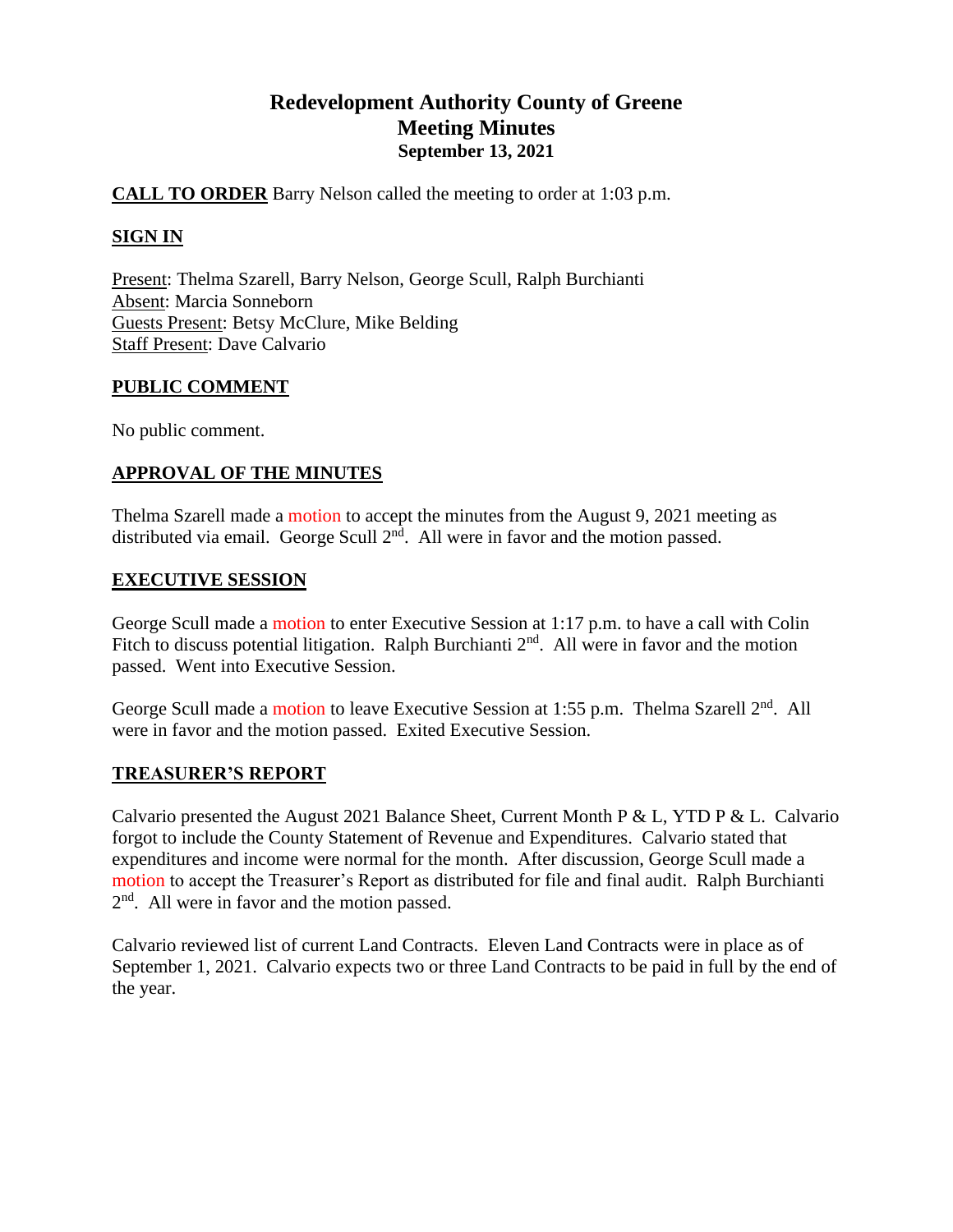# Redevelopment Authority County of Greene
## Meeting Minutes
### September 13, 2021

**CALL TO ORDER** Barry Nelson called the meeting to order at 1:03 p.m.

**SIGN IN**

Present: Thelma Szarell, Barry Nelson, George Scull, Ralph Burchianti
Absent: Marcia Sonneborn
Guests Present: Betsy McClure, Mike Belding
Staff Present: Dave Calvario

**PUBLIC COMMENT**

No public comment.

**APPROVAL OF THE MINUTES**

Thelma Szarell made a motion to accept the minutes from the August 9, 2021 meeting as distributed via email. George Scull 2nd. All were in favor and the motion passed.

**EXECUTIVE SESSION**

George Scull made a motion to enter Executive Session at 1:17 p.m. to have a call with Colin Fitch to discuss potential litigation. Ralph Burchianti 2nd. All were in favor and the motion passed. Went into Executive Session.

George Scull made a motion to leave Executive Session at 1:55 p.m. Thelma Szarell 2nd. All were in favor and the motion passed. Exited Executive Session.

**TREASURER'S REPORT**

Calvario presented the August 2021 Balance Sheet, Current Month P & L, YTD P & L. Calvario forgot to include the County Statement of Revenue and Expenditures. Calvario stated that expenditures and income were normal for the month. After discussion, George Scull made a motion to accept the Treasurer's Report as distributed for file and final audit. Ralph Burchianti 2nd. All were in favor and the motion passed.

Calvario reviewed list of current Land Contracts. Eleven Land Contracts were in place as of September 1, 2021. Calvario expects two or three Land Contracts to be paid in full by the end of the year.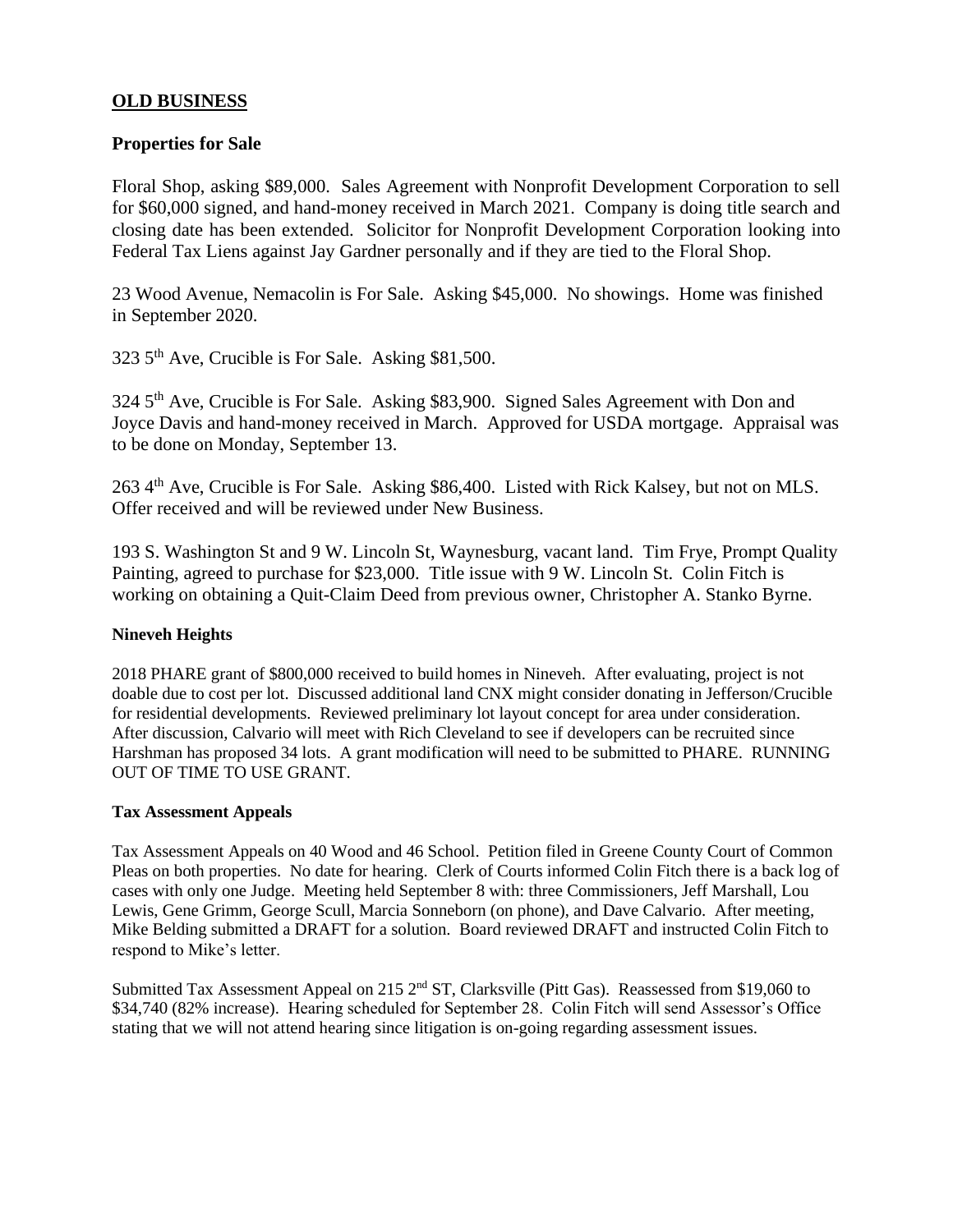## OLD BUSINESS

### Properties for Sale

Floral Shop, asking $89,000. Sales Agreement with Nonprofit Development Corporation to sell for $60,000 signed, and hand-money received in March 2021. Company is doing title search and closing date has been extended. Solicitor for Nonprofit Development Corporation looking into Federal Tax Liens against Jay Gardner personally and if they are tied to the Floral Shop.

23 Wood Avenue, Nemacolin is For Sale. Asking $45,000. No showings. Home was finished in September 2020.

323 5th Ave, Crucible is For Sale. Asking $81,500.

324 5th Ave, Crucible is For Sale. Asking $83,900. Signed Sales Agreement with Don and Joyce Davis and hand-money received in March. Approved for USDA mortgage. Appraisal was to be done on Monday, September 13.

263 4th Ave, Crucible is For Sale. Asking $86,400. Listed with Rick Kalsey, but not on MLS. Offer received and will be reviewed under New Business.

193 S. Washington St and 9 W. Lincoln St, Waynesburg, vacant land. Tim Frye, Prompt Quality Painting, agreed to purchase for $23,000. Title issue with 9 W. Lincoln St. Colin Fitch is working on obtaining a Quit-Claim Deed from previous owner, Christopher A. Stanko Byrne.

#### Nineveh Heights

2018 PHARE grant of $800,000 received to build homes in Nineveh. After evaluating, project is not doable due to cost per lot. Discussed additional land CNX might consider donating in Jefferson/Crucible for residential developments. Reviewed preliminary lot layout concept for area under consideration. After discussion, Calvario will meet with Rich Cleveland to see if developers can be recruited since Harshman has proposed 34 lots. A grant modification will need to be submitted to PHARE. RUNNING OUT OF TIME TO USE GRANT.

#### Tax Assessment Appeals

Tax Assessment Appeals on 40 Wood and 46 School. Petition filed in Greene County Court of Common Pleas on both properties. No date for hearing. Clerk of Courts informed Colin Fitch there is a back log of cases with only one Judge. Meeting held September 8 with: three Commissioners, Jeff Marshall, Lou Lewis, Gene Grimm, George Scull, Marcia Sonneborn (on phone), and Dave Calvario. After meeting, Mike Belding submitted a DRAFT for a solution. Board reviewed DRAFT and instructed Colin Fitch to respond to Mike's letter.

Submitted Tax Assessment Appeal on 215 2nd ST, Clarksville (Pitt Gas). Reassessed from $19,060 to $34,740 (82% increase). Hearing scheduled for September 28. Colin Fitch will send Assessor's Office stating that we will not attend hearing since litigation is on-going regarding assessment issues.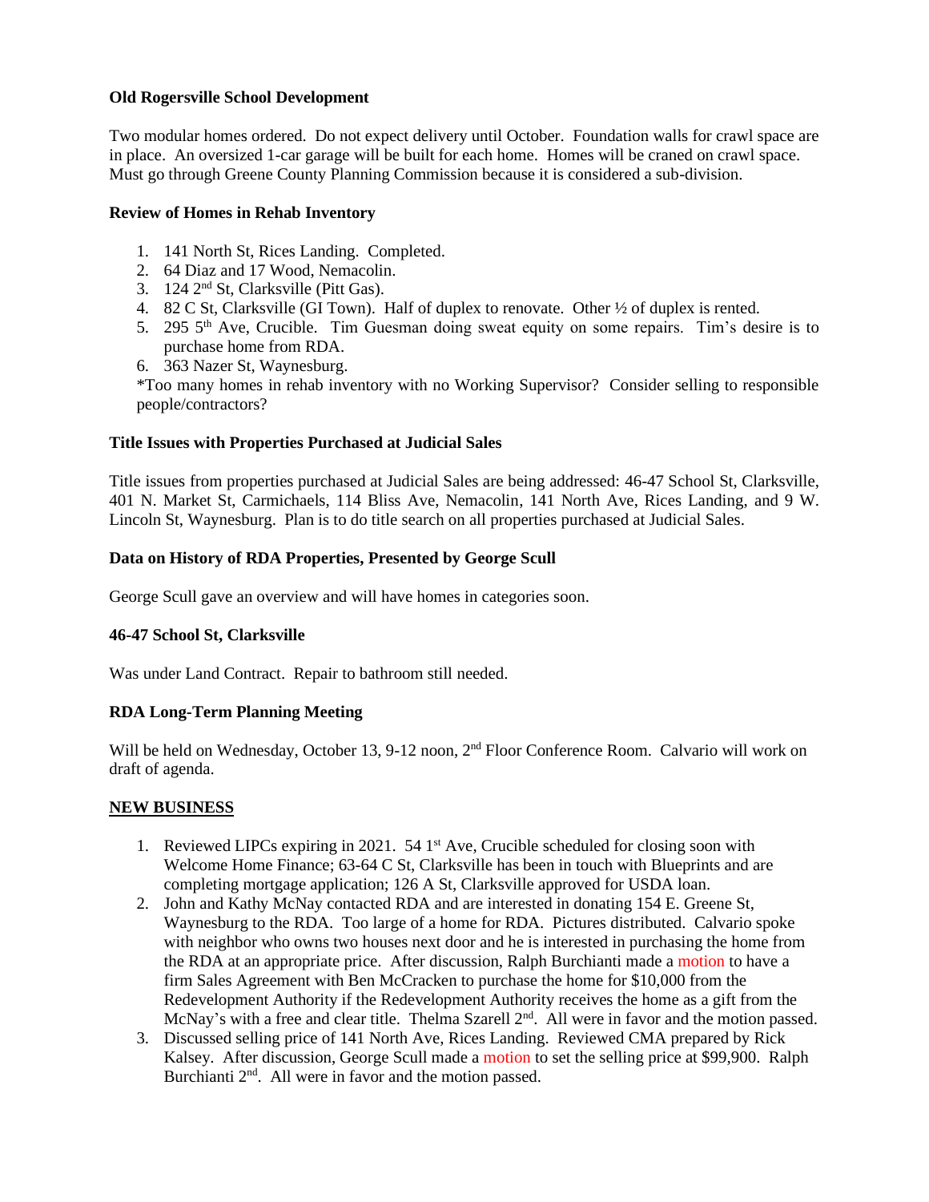**Old Rogersville School Development**

Two modular homes ordered. Do not expect delivery until October. Foundation walls for crawl space are in place. An oversized 1-car garage will be built for each home. Homes will be craned on crawl space. Must go through Greene County Planning Commission because it is considered a sub-division.

**Review of Homes in Rehab Inventory**

1. 141 North St, Rices Landing. Completed.
2. 64 Diaz and 17 Wood, Nemacolin.
3. 124 2nd St, Clarksville (Pitt Gas).
4. 82 C St, Clarksville (GI Town). Half of duplex to renovate. Other ½ of duplex is rented.
5. 295 5th Ave, Crucible. Tim Guesman doing sweat equity on some repairs. Tim's desire is to purchase home from RDA.
6. 363 Nazer St, Waynesburg.

*Too many homes in rehab inventory with no Working Supervisor? Consider selling to responsible people/contractors?

**Title Issues with Properties Purchased at Judicial Sales**

Title issues from properties purchased at Judicial Sales are being addressed: 46-47 School St, Clarksville, 401 N. Market St, Carmichaels, 114 Bliss Ave, Nemacolin, 141 North Ave, Rices Landing, and 9 W. Lincoln St, Waynesburg. Plan is to do title search on all properties purchased at Judicial Sales.

**Data on History of RDA Properties, Presented by George Scull**

George Scull gave an overview and will have homes in categories soon.

**46-47 School St, Clarksville**

Was under Land Contract. Repair to bathroom still needed.

**RDA Long-Term Planning Meeting**

Will be held on Wednesday, October 13, 9-12 noon, 2nd Floor Conference Room. Calvario will work on draft of agenda.

**NEW BUSINESS**

1. Reviewed LIPCs expiring in 2021. 54 1st Ave, Crucible scheduled for closing soon with Welcome Home Finance; 63-64 C St, Clarksville has been in touch with Blueprints and are completing mortgage application; 126 A St, Clarksville approved for USDA loan.
2. John and Kathy McNay contacted RDA and are interested in donating 154 E. Greene St, Waynesburg to the RDA. Too large of a home for RDA. Pictures distributed. Calvario spoke with neighbor who owns two houses next door and he is interested in purchasing the home from the RDA at an appropriate price. After discussion, Ralph Burchianti made a motion to have a firm Sales Agreement with Ben McCracken to purchase the home for $10,000 from the Redevelopment Authority if the Redevelopment Authority receives the home as a gift from the McNay's with a free and clear title. Thelma Szarell 2nd. All were in favor and the motion passed.
3. Discussed selling price of 141 North Ave, Rices Landing. Reviewed CMA prepared by Rick Kalsey. After discussion, George Scull made a motion to set the selling price at $99,900. Ralph Burchianti 2nd. All were in favor and the motion passed.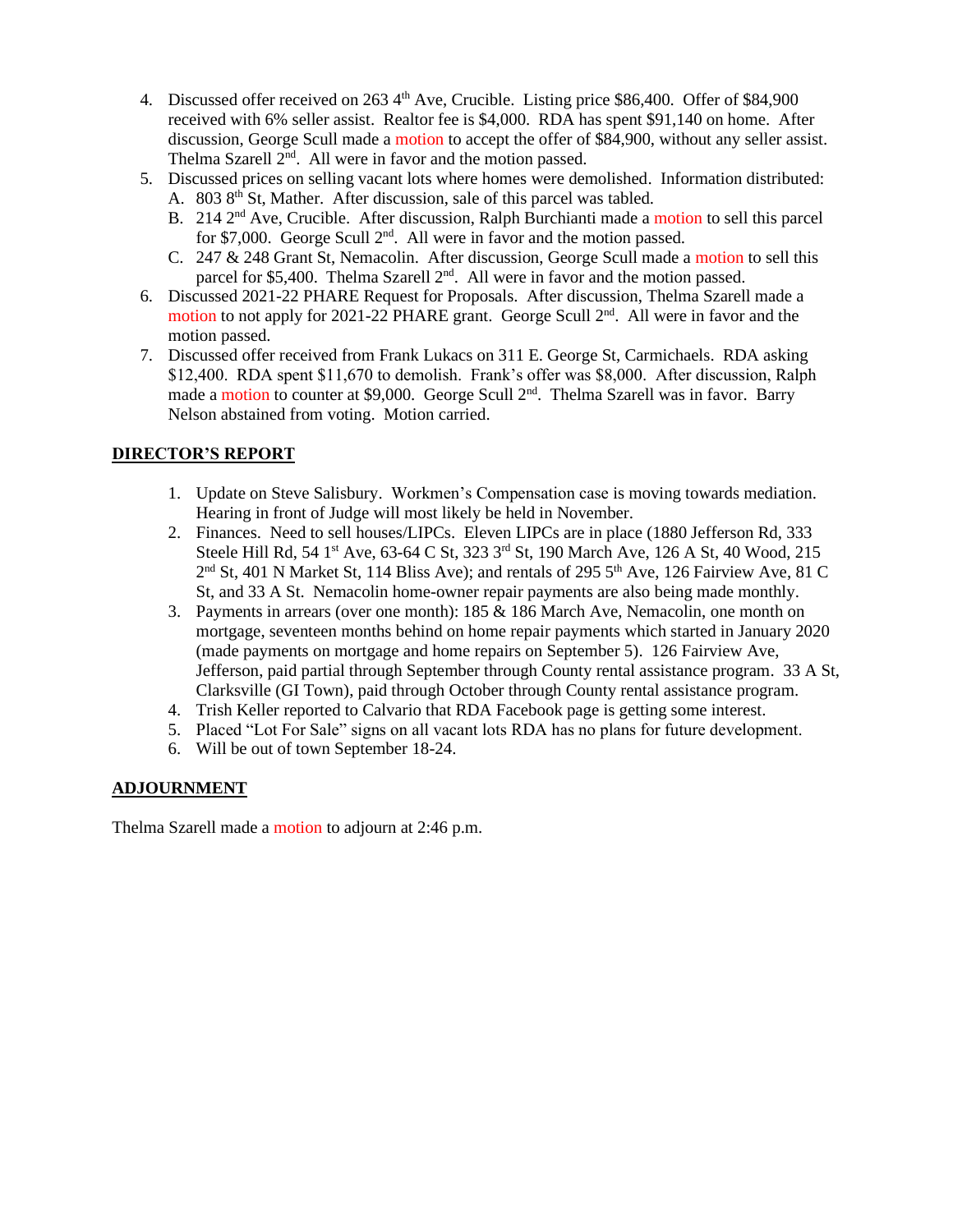4. Discussed offer received on 263 4th Ave, Crucible. Listing price $86,400. Offer of $84,900 received with 6% seller assist. Realtor fee is $4,000. RDA has spent $91,140 on home. After discussion, George Scull made a motion to accept the offer of $84,900, without any seller assist. Thelma Szarell 2nd. All were in favor and the motion passed.
5. Discussed prices on selling vacant lots where homes were demolished. Information distributed:
   A. 803 8th St, Mather. After discussion, sale of this parcel was tabled.
   B. 214 2nd Ave, Crucible. After discussion, Ralph Burchianti made a motion to sell this parcel for $7,000. George Scull 2nd. All were in favor and the motion passed.
   C. 247 & 248 Grant St, Nemacolin. After discussion, George Scull made a motion to sell this parcel for $5,400. Thelma Szarell 2nd. All were in favor and the motion passed.
6. Discussed 2021-22 PHARE Request for Proposals. After discussion, Thelma Szarell made a motion to not apply for 2021-22 PHARE grant. George Scull 2nd. All were in favor and the motion passed.
7. Discussed offer received from Frank Lukacs on 311 E. George St, Carmichaels. RDA asking $12,400. RDA spent $11,670 to demolish. Frank's offer was $8,000. After discussion, Ralph made a motion to counter at $9,000. George Scull 2nd. Thelma Szarell was in favor. Barry Nelson abstained from voting. Motion carried.

**DIRECTOR'S REPORT**

1. Update on Steve Salisbury. Workmen's Compensation case is moving towards mediation. Hearing in front of Judge will most likely be held in November.
2. Finances. Need to sell houses/LIPCs. Eleven LIPCs are in place (1880 Jefferson Rd, 333 Steele Hill Rd, 54 1st Ave, 63-64 C St, 323 3rd St, 190 March Ave, 126 A St, 40 Wood, 215 2nd St, 401 N Market St, 114 Bliss Ave); and rentals of 295 5th Ave, 126 Fairview Ave, 81 C St, and 33 A St. Nemacolin home-owner repair payments are also being made monthly.
3. Payments in arrears (over one month): 185 & 186 March Ave, Nemacolin, one month on mortgage, seventeen months behind on home repair payments which started in January 2020 (made payments on mortgage and home repairs on September 5). 126 Fairview Ave, Jefferson, paid partial through September through County rental assistance program. 33 A St, Clarksville (GI Town), paid through October through County rental assistance program.
4. Trish Keller reported to Calvario that RDA Facebook page is getting some interest.
5. Placed "Lot For Sale" signs on all vacant lots RDA has no plans for future development.
6. Will be out of town September 18-24.

**ADJOURNMENT**

Thelma Szarell made a motion to adjourn at 2:46 p.m.